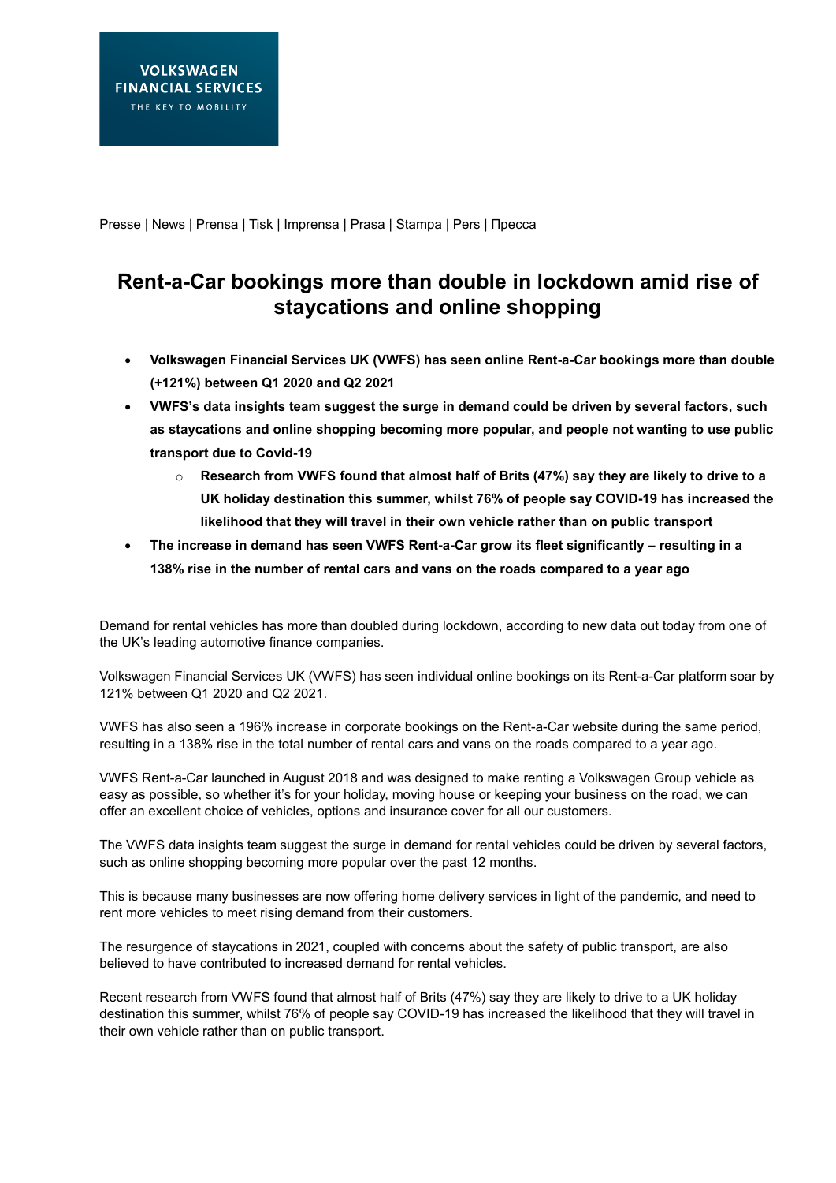VOLKSWAGEN FINANCIAL SERVICES
THE KEY TO MOBILITY

Presse | News | Prensa | Tisk | Imprensa | Prasa | Stampa | Pers | Пресса

# Rent-a-Car bookings more than double in lockdown amid rise of staycations and online shopping

- **Volkswagen Financial Services UK (VWFS) has seen online Rent-a-Car bookings more than double (+121%) between Q1 2020 and Q2 2021**
- **VWFS's data insights team suggest the surge in demand could be driven by several factors, such as staycations and online shopping becoming more popular, and people not wanting to use public transport due to Covid-19**
    - **Research from VWFS found that almost half of Brits (47%) say they are likely to drive to a UK holiday destination this summer, whilst 76% of people say COVID-19 has increased the likelihood that they will travel in their own vehicle rather than on public transport**
- **The increase in demand has seen VWFS Rent-a-Car grow its fleet significantly – resulting in a 138% rise in the number of rental cars and vans on the roads compared to a year ago**

Demand for rental vehicles has more than doubled during lockdown, according to new data out today from one of the UK's leading automotive finance companies.

Volkswagen Financial Services UK (VWFS) has seen individual online bookings on its Rent-a-Car platform soar by 121% between Q1 2020 and Q2 2021.

VWFS has also seen a 196% increase in corporate bookings on the Rent-a-Car website during the same period, resulting in a 138% rise in the total number of rental cars and vans on the roads compared to a year ago.

VWFS Rent-a-Car launched in August 2018 and was designed to make renting a Volkswagen Group vehicle as easy as possible, so whether it's for your holiday, moving house or keeping your business on the road, we can offer an excellent choice of vehicles, options and insurance cover for all our customers.

The VWFS data insights team suggest the surge in demand for rental vehicles could be driven by several factors, such as online shopping becoming more popular over the past 12 months.

This is because many businesses are now offering home delivery services in light of the pandemic, and need to rent more vehicles to meet rising demand from their customers.

The resurgence of staycations in 2021, coupled with concerns about the safety of public transport, are also believed to have contributed to increased demand for rental vehicles.

Recent research from VWFS found that almost half of Brits (47%) say they are likely to drive to a UK holiday destination this summer, whilst 76% of people say COVID-19 has increased the likelihood that they will travel in their own vehicle rather than on public transport.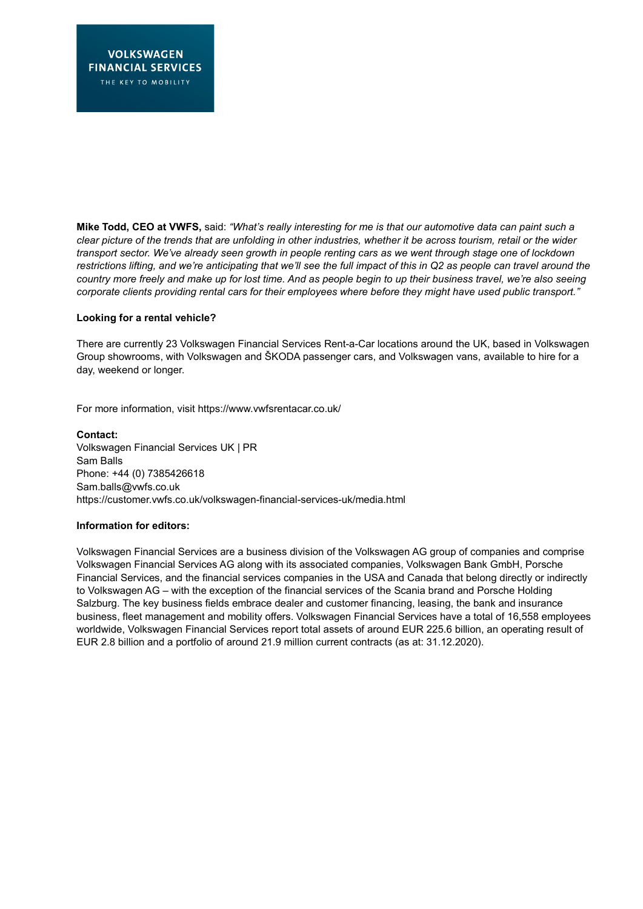**Mike Todd, CEO at VWFS,** said: *"What's really interesting for me is that our automotive data can paint such a clear picture of the trends that are unfolding in other industries, whether it be across tourism, retail or the wider transport sector. We've already seen growth in people renting cars as we went through stage one of lockdown restrictions lifting, and we're anticipating that we'll see the full impact of this in Q2 as people can travel around the country more freely and make up for lost time. And as people begin to up their business travel, we're also seeing corporate clients providing rental cars for their employees where before they might have used public transport."*

**Looking for a rental vehicle?**

There are currently 23 Volkswagen Financial Services Rent-a-Car locations around the UK, based in Volkswagen Group showrooms, with Volkswagen and ŠKODA passenger cars, and Volkswagen vans, available to hire for a day, weekend or longer.

For more information, visit https://www.vwfsrentacar.co.uk/

**Contact:**
Volkswagen Financial Services UK | PR
Sam Balls
Phone: +44 (0) 7385426618
Sam.balls@vwfs.co.uk
https://customer.vwfs.co.uk/volkswagen-financial-services-uk/media.html

**Information for editors:**

Volkswagen Financial Services are a business division of the Volkswagen AG group of companies and comprise Volkswagen Financial Services AG along with its associated companies, Volkswagen Bank GmbH, Porsche Financial Services, and the financial services companies in the USA and Canada that belong directly or indirectly to Volkswagen AG – with the exception of the financial services of the Scania brand and Porsche Holding Salzburg. The key business fields embrace dealer and customer financing, leasing, the bank and insurance business, fleet management and mobility offers. Volkswagen Financial Services have a total of 16,558 employees worldwide, Volkswagen Financial Services report total assets of around EUR 225.6 billion, an operating result of EUR 2.8 billion and a portfolio of around 21.9 million current contracts (as at: 31.12.2020).